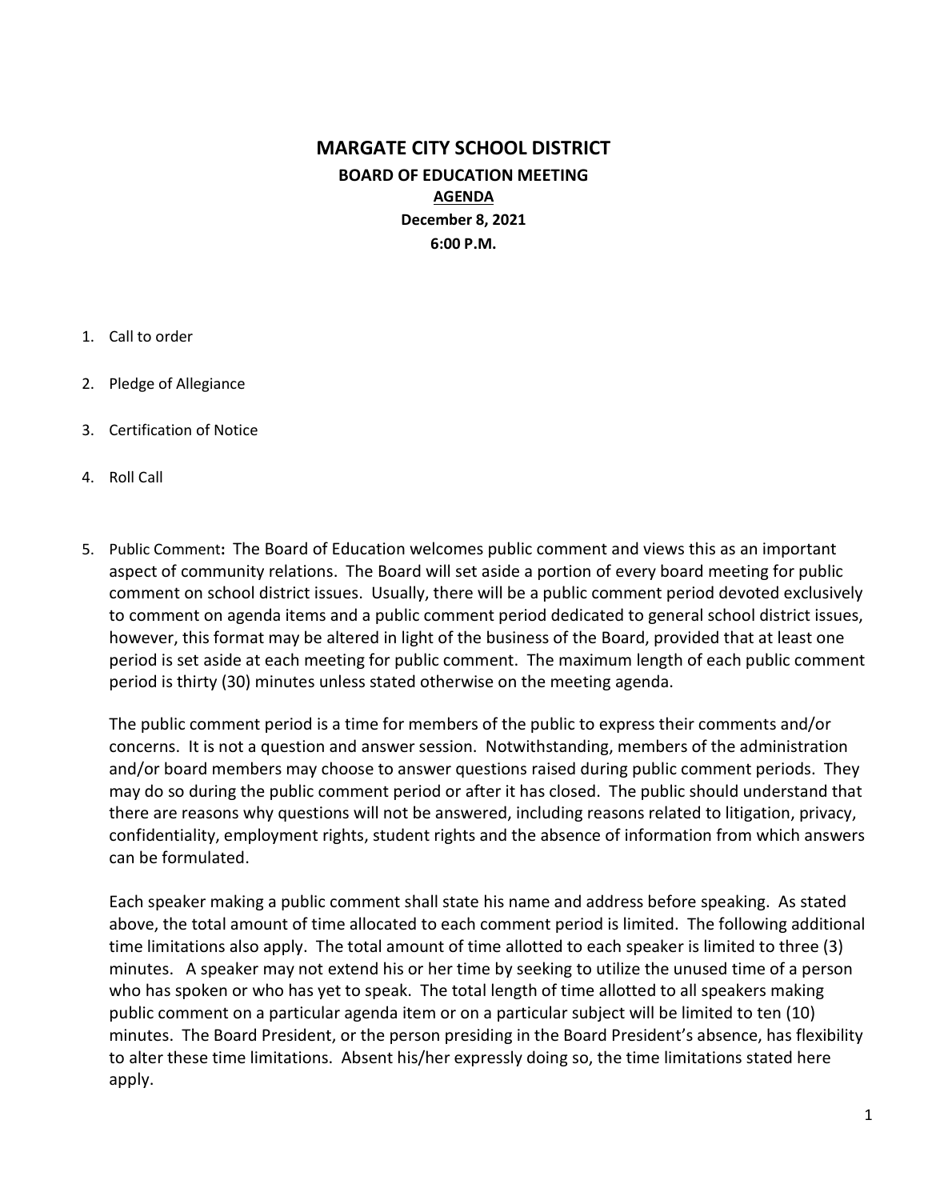# MARGATE CITY SCHOOL DISTRICT

## BOARD OF EDUCATION MEETING

**AGENDA**

**December 8, 2021**

**6:00 P.M.**

1. Call to order

2. Pledge of Allegiance

3. Certification of Notice

4. Roll Call

5. Public Comment**:** The Board of Education welcomes public comment and views this as an important aspect of community relations. The Board will set aside a portion of every board meeting for public comment on school district issues. Usually, there will be a public comment period devoted exclusively to comment on agenda items and a public comment period dedicated to general school district issues, however, this format may be altered in light of the business of the Board, provided that at least one period is set aside at each meeting for public comment. The maximum length of each public comment period is thirty (30) minutes unless stated otherwise on the meeting agenda.

   The public comment period is a time for members of the public to express their comments and/or concerns. It is not a question and answer session. Notwithstanding, members of the administration and/or board members may choose to answer questions raised during public comment periods. They may do so during the public comment period or after it has closed. The public should understand that there are reasons why questions will not be answered, including reasons related to litigation, privacy, confidentiality, employment rights, student rights and the absence of information from which answers can be formulated.

   Each speaker making a public comment shall state his name and address before speaking. As stated above, the total amount of time allocated to each comment period is limited. The following additional time limitations also apply. The total amount of time allotted to each speaker is limited to three (3) minutes. A speaker may not extend his or her time by seeking to utilize the unused time of a person who has spoken or who has yet to speak. The total length of time allotted to all speakers making public comment on a particular agenda item or on a particular subject will be limited to ten (10) minutes. The Board President, or the person presiding in the Board President's absence, has flexibility to alter these time limitations. Absent his/her expressly doing so, the time limitations stated here apply.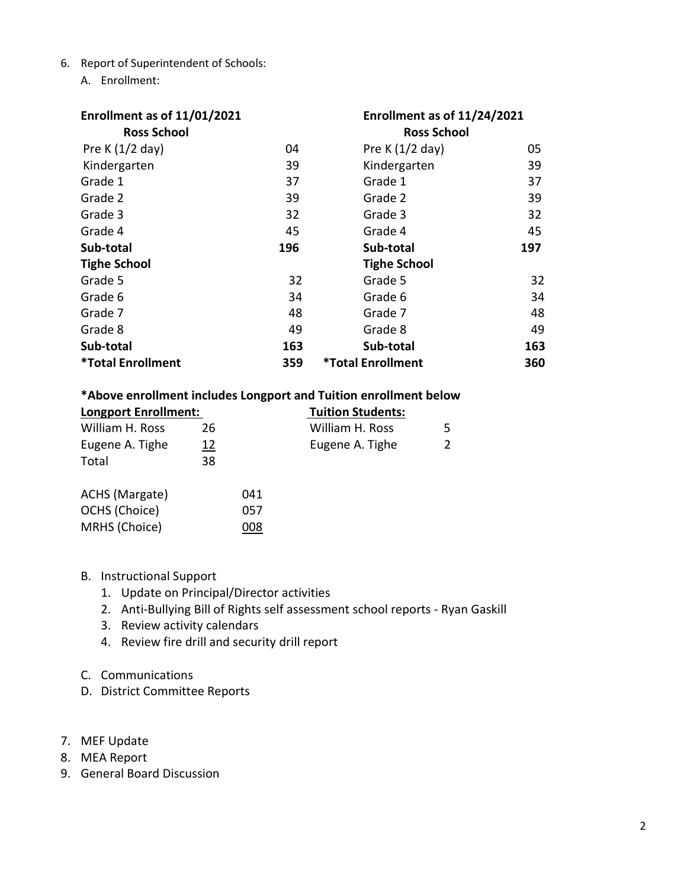6. Report of Superintendent of Schools:
   A. Enrollment:

| **Enrollment as of 11/01/2021** | | **Enrollment as of 11/24/2021** | |
|---|---|---|---|
| **Ross School** | | **Ross School** | |
| Pre K (1/2 day) | 04 | Pre K (1/2 day) | 05 |
| Kindergarten | 39 | Kindergarten | 39 |
| Grade 1 | 37 | Grade 1 | 37 |
| Grade 2 | 39 | Grade 2 | 39 |
| Grade 3 | 32 | Grade 3 | 32 |
| Grade 4 | 45 | Grade 4 | 45 |
| **Sub-total** | **196** | **Sub-total** | **197** |
| **Tighe School** | | **Tighe School** | |
| Grade 5 | 32 | Grade 5 | 32 |
| Grade 6 | 34 | Grade 6 | 34 |
| Grade 7 | 48 | Grade 7 | 48 |
| Grade 8 | 49 | Grade 8 | 49 |
| **Sub-total** | **163** | **Sub-total** | **163** |
| ***Total Enrollment** | **359** | ***Total Enrollment** | **360** |

**\*Above enrollment includes Longport and Tuition enrollment below**

| **Longport Enrollment:** | | **Tuition Students:** | |
|---|---|---|---|
| William H. Ross | 26 | William H. Ross | 5 |
| Eugene A. Tighe | 12 | Eugene A. Tighe | 2 |
| Total | 38 | | |

| | |
|---|---|
| ACHS (Margate) | 041 |
| OCHS (Choice) | 057 |
| MRHS (Choice) | 008 |

   B. Instructional Support
      1. Update on Principal/Director activities
      2. Anti-Bullying Bill of Rights self assessment school reports - Ryan Gaskill
      3. Review activity calendars
      4. Review fire drill and security drill report

   C. Communications
   D. District Committee Reports

7. MEF Update
8. MEA Report
9. General Board Discussion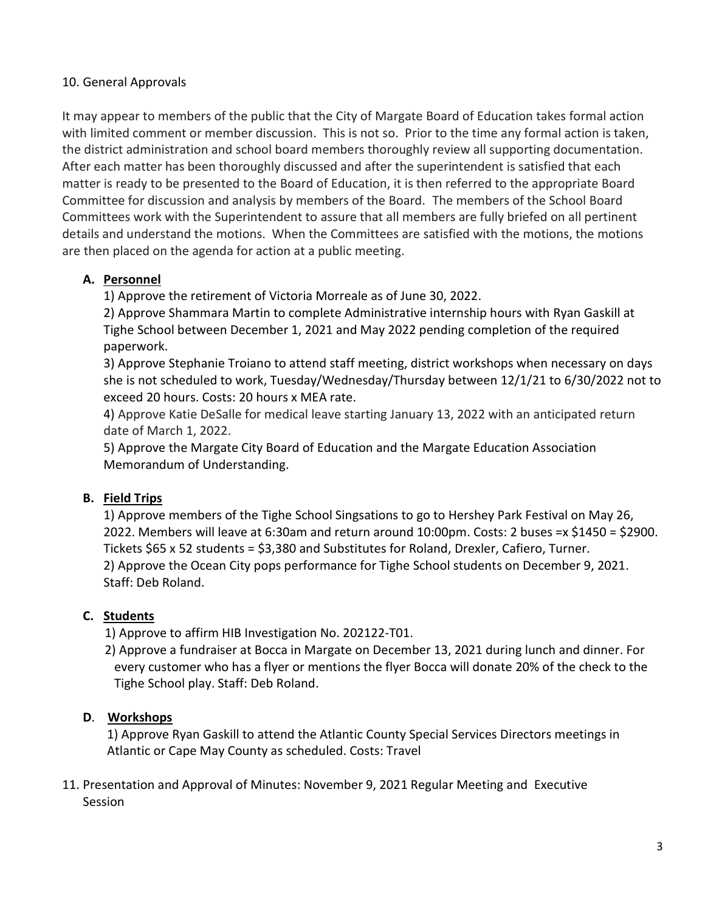10. General Approvals

It may appear to members of the public that the City of Margate Board of Education takes formal action with limited comment or member discussion. This is not so. Prior to the time any formal action is taken, the district administration and school board members thoroughly review all supporting documentation. After each matter has been thoroughly discussed and after the superintendent is satisfied that each matter is ready to be presented to the Board of Education, it is then referred to the appropriate Board Committee for discussion and analysis by members of the Board. The members of the School Board Committees work with the Superintendent to assure that all members are fully briefed on all pertinent details and understand the motions. When the Committees are satisfied with the motions, the motions are then placed on the agenda for action at a public meeting.

**A. Personnel**

1) Approve the retirement of Victoria Morreale as of June 30, 2022.

2) Approve Shammara Martin to complete Administrative internship hours with Ryan Gaskill at Tighe School between December 1, 2021 and May 2022 pending completion of the required paperwork.

3) Approve Stephanie Troiano to attend staff meeting, district workshops when necessary on days she is not scheduled to work, Tuesday/Wednesday/Thursday between 12/1/21 to 6/30/2022 not to exceed 20 hours. Costs: 20 hours x MEA rate.

4) Approve Katie DeSalle for medical leave starting January 13, 2022 with an anticipated return date of March 1, 2022.

5) Approve the Margate City Board of Education and the Margate Education Association Memorandum of Understanding.

**B. Field Trips**

1) Approve members of the Tighe School Singsations to go to Hershey Park Festival on May 26, 2022. Members will leave at 6:30am and return around 10:00pm. Costs: 2 buses =x $1450 = $2900. Tickets $65 x 52 students = $3,380 and Substitutes for Roland, Drexler, Cafiero, Turner.

2) Approve the Ocean City pops performance for Tighe School students on December 9, 2021. Staff: Deb Roland.

**C. Students**

1) Approve to affirm HIB Investigation No. 202122-T01.

2) Approve a fundraiser at Bocca in Margate on December 13, 2021 during lunch and dinner. For every customer who has a flyer or mentions the flyer Bocca will donate 20% of the check to the Tighe School play. Staff: Deb Roland.

**D. Workshops**

1) Approve Ryan Gaskill to attend the Atlantic County Special Services Directors meetings in Atlantic or Cape May County as scheduled. Costs: Travel

11. Presentation and Approval of Minutes: November 9, 2021 Regular Meeting and Executive Session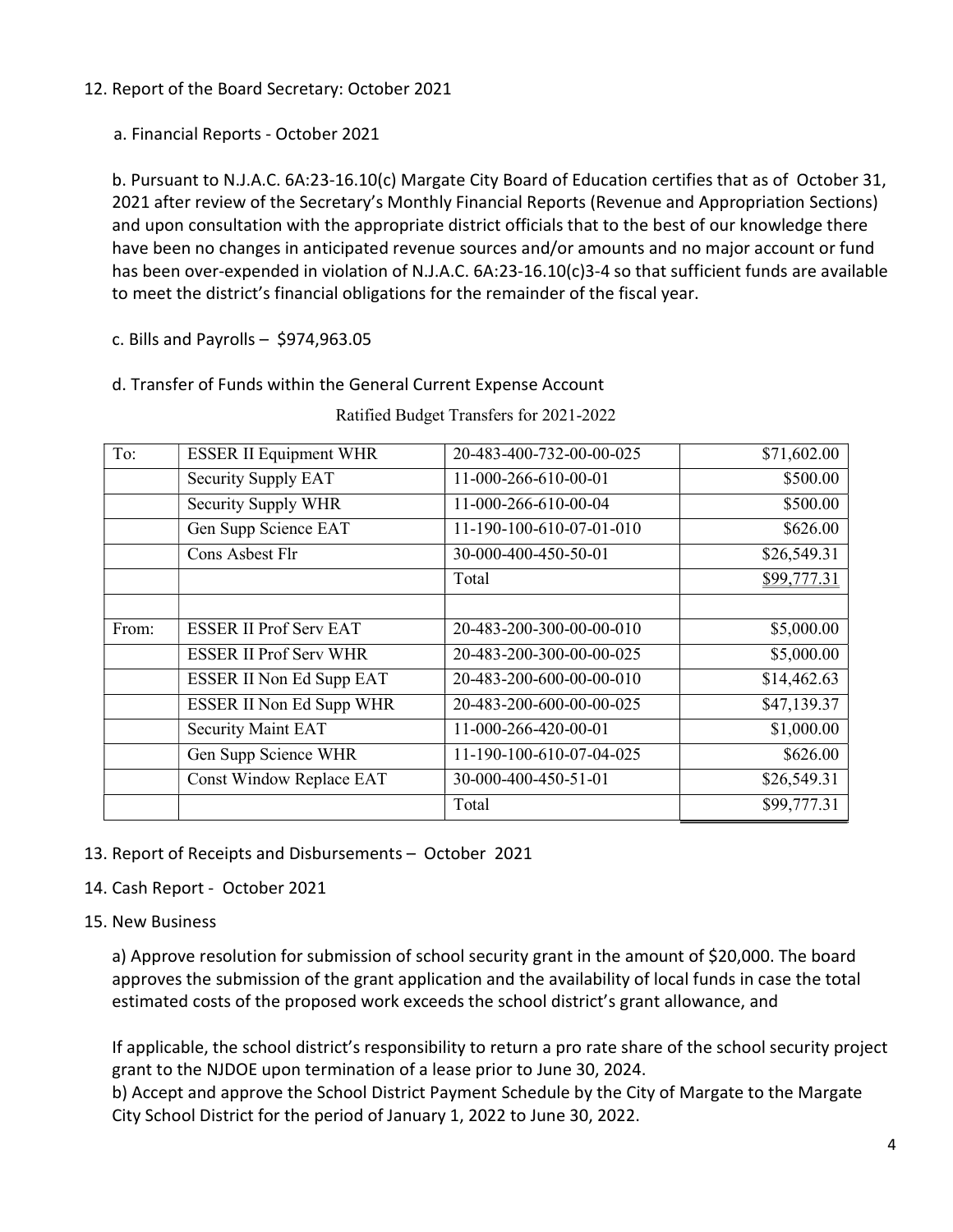12. Report of the Board Secretary: October 2021

    a. Financial Reports - October 2021

    b. Pursuant to N.J.A.C. 6A:23-16.10(c) Margate City Board of Education certifies that as of October 31, 2021 after review of the Secretary's Monthly Financial Reports (Revenue and Appropriation Sections) and upon consultation with the appropriate district officials that to the best of our knowledge there have been no changes in anticipated revenue sources and/or amounts and no major account or fund has been over-expended in violation of N.J.A.C. 6A:23-16.10(c)3-4 so that sufficient funds are available to meet the district's financial obligations for the remainder of the fiscal year.

    c. Bills and Payrolls – $974,963.05

    d. Transfer of Funds within the General Current Expense Account

Ratified Budget Transfers for 2021-2022

| | | | |
|---|---|---|---|
| To: | ESSER II Equipment WHR | 20-483-400-732-00-00-025 | $71,602.00 |
| | Security Supply EAT | 11-000-266-610-00-01 | $500.00 |
| | Security Supply WHR | 11-000-266-610-00-04 | $500.00 |
| | Gen Supp Science EAT | 11-190-100-610-07-01-010 | $626.00 |
| | Cons Asbest Flr | 30-000-400-450-50-01 | $26,549.31 |
| | | Total | $99,777.31 |
| | | | |
| From: | ESSER II Prof Serv EAT | 20-483-200-300-00-00-010 | $5,000.00 |
| | ESSER II Prof Serv WHR | 20-483-200-300-00-00-025 | $5,000.00 |
| | ESSER II Non Ed Supp EAT | 20-483-200-600-00-00-010 | $14,462.63 |
| | ESSER II Non Ed Supp WHR | 20-483-200-600-00-00-025 | $47,139.37 |
| | Security Maint EAT | 11-000-266-420-00-01 | $1,000.00 |
| | Gen Supp Science WHR | 11-190-100-610-07-04-025 | $626.00 |
| | Const Window Replace EAT | 30-000-400-450-51-01 | $26,549.31 |
| | | Total | $99,777.31 |

13. Report of Receipts and Disbursements – October 2021

14. Cash Report - October 2021

15. New Business

    a) Approve resolution for submission of school security grant in the amount of $20,000. The board approves the submission of the grant application and the availability of local funds in case the total estimated costs of the proposed work exceeds the school district's grant allowance, and

    If applicable, the school district's responsibility to return a pro rate share of the school security project grant to the NJDOE upon termination of a lease prior to June 30, 2024.

    b) Accept and approve the School District Payment Schedule by the City of Margate to the Margate City School District for the period of January 1, 2022 to June 30, 2022.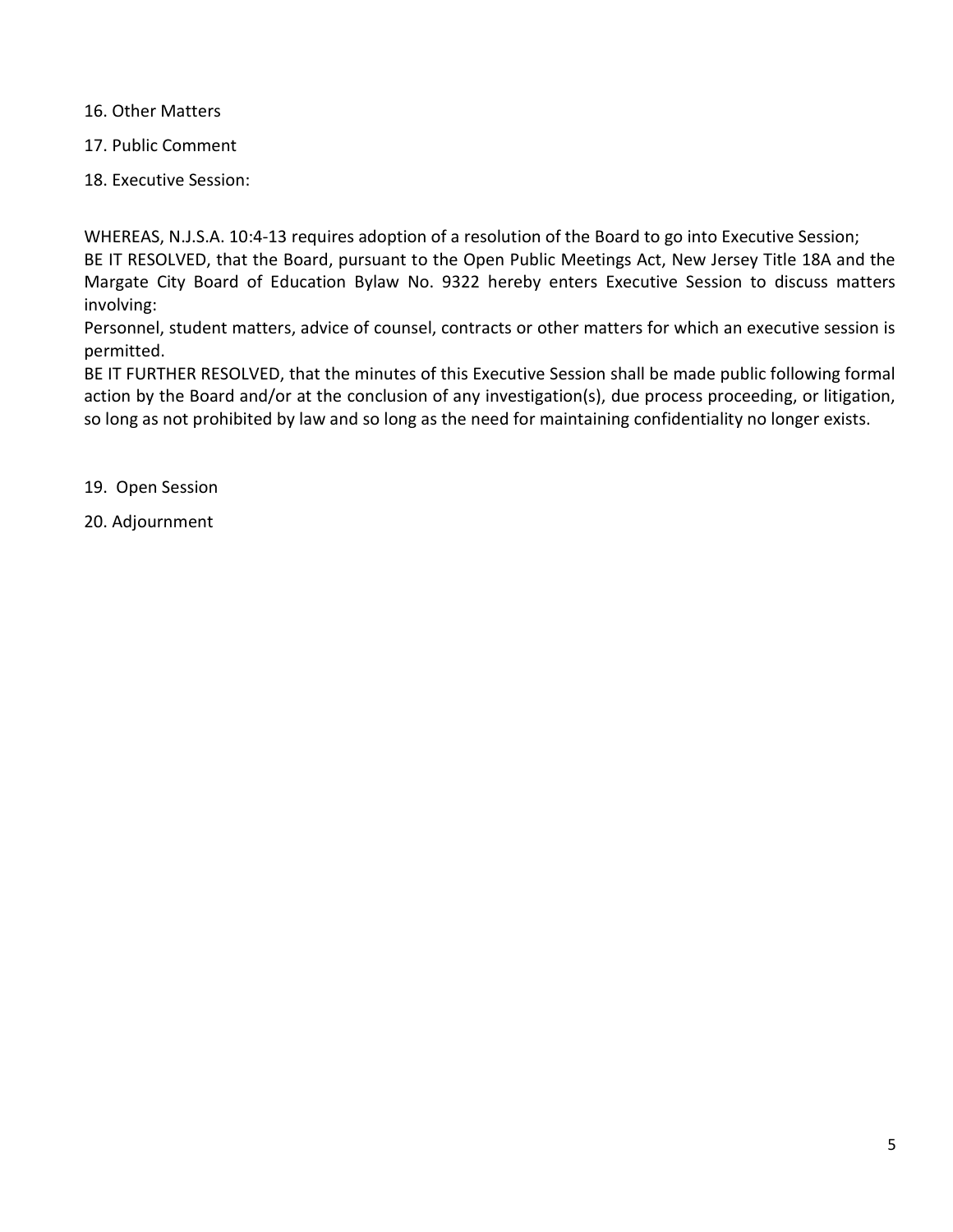16. Other Matters

17. Public Comment

18. Executive Session:

WHEREAS, N.J.S.A. 10:4-13 requires adoption of a resolution of the Board to go into Executive Session;
BE IT RESOLVED, that the Board, pursuant to the Open Public Meetings Act, New Jersey Title 18A and the Margate City Board of Education Bylaw No. 9322 hereby enters Executive Session to discuss matters involving:
Personnel, student matters, advice of counsel, contracts or other matters for which an executive session is permitted.
BE IT FURTHER RESOLVED, that the minutes of this Executive Session shall be made public following formal action by the Board and/or at the conclusion of any investigation(s), due process proceeding, or litigation, so long as not prohibited by law and so long as the need for maintaining confidentiality no longer exists.

19. Open Session

20. Adjournment